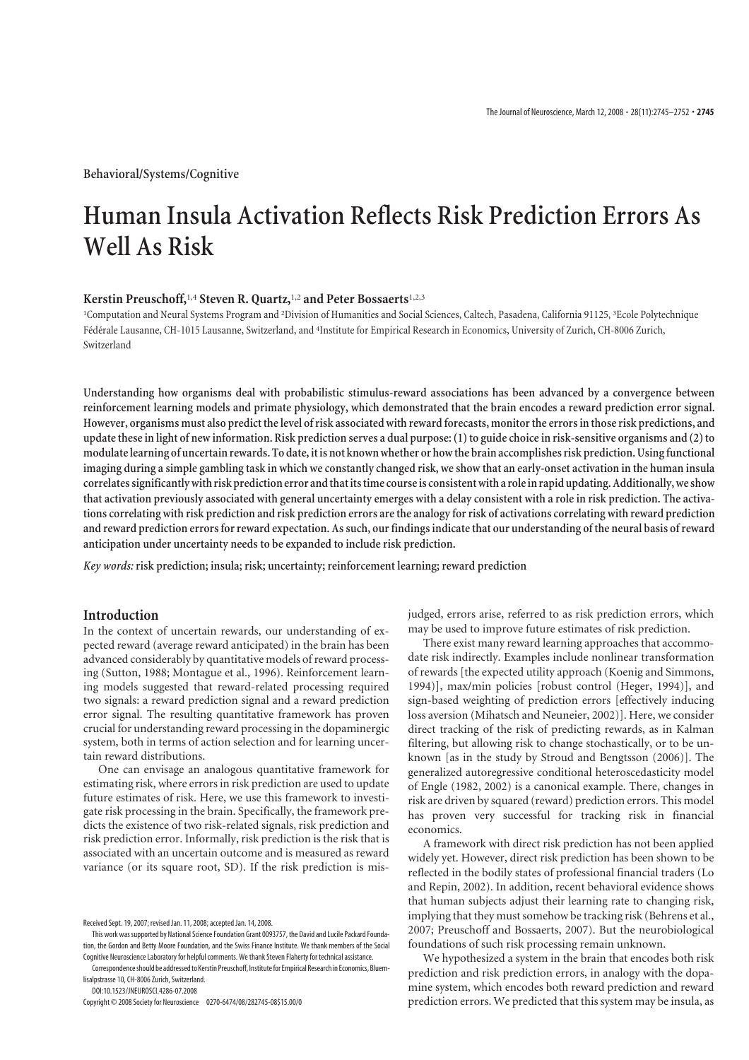Behavioral/Systems/Cognitive

# Human Insula Activation Reflects Risk Prediction Errors As Well As Risk

**Kerstin Preuschoff,[1,4] Steven R. Quartz,[1,2] and Peter Bossaerts[1,2,3]**

[1]Computation and Neural Systems Program and [2]Division of Humanities and Social Sciences, Caltech, Pasadena, California 91125, [3]Ecole Polytechnique Fédérale Lausanne, CH-1015 Lausanne, Switzerland, and [4]Institute for Empirical Research in Economics, University of Zurich, CH-8006 Zurich, Switzerland

**Understanding how organisms deal with probabilistic stimulus-reward associations has been advanced by a convergence between reinforcement learning models and primate physiology, which demonstrated that the brain encodes a reward prediction error signal. However, organisms must also predict the level of risk associated with reward forecasts, monitor the errors in those risk predictions, and update these in light of new information. Risk prediction serves a dual purpose: (1) to guide choice in risk-sensitive organisms and (2) to modulate learning of uncertain rewards. To date, it is not known whether or how the brain accomplishes risk prediction. Using functional imaging during a simple gambling task in which we constantly changed risk, we show that an early-onset activation in the human insula correlates significantly with risk prediction error and that its time course is consistent with a role in rapid updating. Additionally, we show that activation previously associated with general uncertainty emerges with a delay consistent with a role in risk prediction. The activations correlating with risk prediction and risk prediction errors are the analogy for risk of activations correlating with reward prediction and reward prediction errors for reward expectation. As such, our findings indicate that our understanding of the neural basis of reward anticipation under uncertainty needs to be expanded to include risk prediction.**

*Key words:* **risk prediction; insula; risk; uncertainty; reinforcement learning; reward prediction**

## Introduction

In the context of uncertain rewards, our understanding of expected reward (average reward anticipated) in the brain has been advanced considerably by quantitative models of reward processing (Sutton, 1988; Montague et al., 1996). Reinforcement learning models suggested that reward-related processing required two signals: a reward prediction signal and a reward prediction error signal. The resulting quantitative framework has proven crucial for understanding reward processing in the dopaminergic system, both in terms of action selection and for learning uncertain reward distributions.

One can envisage an analogous quantitative framework for estimating risk, where errors in risk prediction are used to update future estimates of risk. Here, we use this framework to investigate risk processing in the brain. Specifically, the framework predicts the existence of two risk-related signals, risk prediction and risk prediction error. Informally, risk prediction is the risk that is associated with an uncertain outcome and is measured as reward variance (or its square root, SD). If the risk prediction is misjudged, errors arise, referred to as risk prediction errors, which may be used to improve future estimates of risk prediction.

There exist many reward learning approaches that accommodate risk indirectly. Examples include nonlinear transformation of rewards [the expected utility approach (Koenig and Simmons, 1994)], max/min policies [robust control (Heger, 1994)], and sign-based weighting of prediction errors [effectively inducing loss aversion (Mihatsch and Neuneier, 2002)]. Here, we consider direct tracking of the risk of predicting rewards, as in Kalman filtering, but allowing risk to change stochastically, or to be unknown [as in the study by Stroud and Bengtsson (2006)]. The generalized autoregressive conditional heteroscedasticity model of Engle (1982, 2002) is a canonical example. There, changes in risk are driven by squared (reward) prediction errors. This model has proven very successful for tracking risk in financial economics.

A framework with direct risk prediction has not been applied widely yet. However, direct risk prediction has been shown to be reflected in the bodily states of professional financial traders (Lo and Repin, 2002). In addition, recent behavioral evidence shows that human subjects adjust their learning rate to changing risk, implying that they must somehow be tracking risk (Behrens et al., 2007; Preuschoff and Bossaerts, 2007). But the neurobiological foundations of such risk processing remain unknown.

We hypothesized a system in the brain that encodes both risk prediction and risk prediction errors, in analogy with the dopamine system, which encodes both reward prediction and reward prediction errors. We predicted that this system may be insula, as

Received Sept. 19, 2007; revised Jan. 11, 2008; accepted Jan. 14, 2008.

This work was supported by National Science Foundation Grant 0093757, the David and Lucile Packard Foundation, the Gordon and Betty Moore Foundation, and the Swiss Finance Institute. We thank members of the Social Cognitive Neuroscience Laboratory for helpful comments. We thank Steven Flaherty for technical assistance.

Correspondence should be addressed to Kerstin Preuschoff, Institute for Empirical Research in Economics, Bluemlisalpstrasse 10, CH-8006 Zurich, Switzerland.

DOI:10.1523/JNEUROSCI.4286-07.2008

Copyright © 2008 Society for Neuroscience 0270-6474/08/282745-08$15.00/0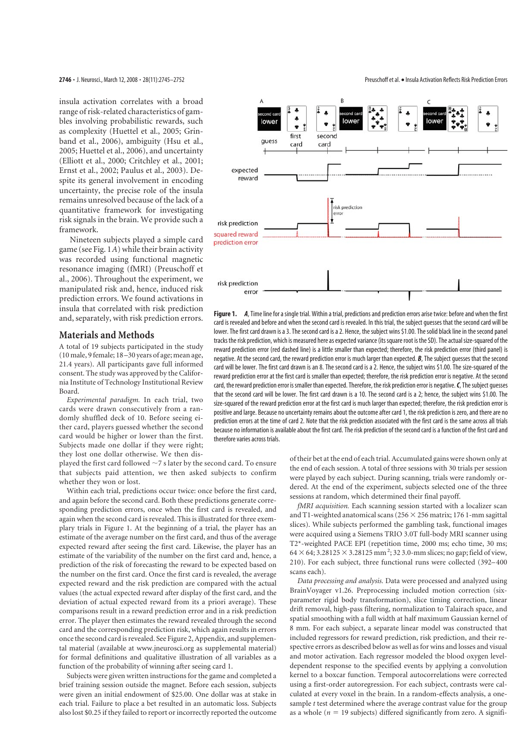insula activation correlates with a broad range of risk-related characteristics of gambles involving probabilistic rewards, such as complexity (Huettel et al., 2005; Grinband et al., 2006), ambiguity (Hsu et al., 2005; Huettel et al., 2006), and uncertainty (Elliott et al., 2000; Critchley et al., 2001; Ernst et al., 2002; Paulus et al., 2003). Despite its general involvement in encoding uncertainty, the precise role of the insula remains unresolved because of the lack of a quantitative framework for investigating risk signals in the brain. We provide such a framework.

Nineteen subjects played a simple card game (see Fig. 1*A*) while their brain activity was recorded using functional magnetic resonance imaging (fMRI) (Preuschoff et al., 2006). Throughout the experiment, we manipulated risk and, hence, induced risk prediction errors. We found activations in insula that correlated with risk prediction and, separately, with risk prediction errors.

A
B
C
second card lower
first card
second card
guess
expected reward
risk prediction
squared reward prediction error
risk prediction error

**Figure 1.** ***A***, Time line for a single trial. Within a trial, predictions and prediction errors arise twice: before and when the first card is revealed and before and when the second card is revealed. In this trial, the subject guesses that the second card will be lower. The first card drawn is a 3. The second card is a 2. Hence, the subject wins \$1.00. The solid black line in the second panel tracks the risk prediction, which is measured here as expected variance (its square root is the SD). The actual size-squared of the reward prediction error (red dashed line) is a little smaller than expected; therefore, the risk prediction error (third panel) is negative. At the second card, the reward prediction error is much larger than expected. ***B***, The subject guesses that the second card will be lower. The first card drawn is an 8. The second card is a 2. Hence, the subject wins \$1.00. The size-squared of the reward prediction error at the first card is smaller than expected; therefore, the risk prediction error is negative. At the second card, the reward prediction error is smaller than expected. Therefore, the risk prediction error is negative. ***C***, The subject guesses that the second card will be lower. The first card drawn is a 10. The second card is a 2; hence, the subject wins \$1.00. The size-squared of the reward prediction error at the first card is much larger than expected; therefore, the risk prediction error is positive and large. Because no uncertainty remains about the outcome after card 1, the risk prediction is zero, and there are no prediction errors at the time of card 2. Note that the risk prediction associated with the first card is the same across all trials because no information is available about the first card. The risk prediction of the second card is a function of the first card and therefore varies across trials.

## Materials and Methods

A total of 19 subjects participated in the study (10 male, 9 female; 18–30 years of age; mean age, 21.4 years). All participants gave full informed consent. The study was approved by the California Institute of Technology Institutional Review Board.

*Experimental paradigm.* In each trial, two cards were drawn consecutively from a randomly shuffled deck of 10. Before seeing either card, players guessed whether the second card would be higher or lower than the first. Subjects made one dollar if they were right; they lost one dollar otherwise. We then displayed the first card followed ~7 s later by the second card. To ensure that subjects paid attention, we then asked subjects to confirm whether they won or lost.

Within each trial, predictions occur twice: once before the first card, and again before the second card. Both these predictions generate corresponding prediction errors, once when the first card is revealed, and again when the second card is revealed. This is illustrated for three exemplary trials in Figure 1. At the beginning of a trial, the player has an estimate of the average number on the first card, and thus of the average expected reward after seeing the first card. Likewise, the player has an estimate of the variability of the number on the first card and, hence, a prediction of the risk of forecasting the reward to be expected based on the number on the first card. Once the first card is revealed, the average expected reward and the risk prediction are compared with the actual values (the actual expected reward after display of the first card, and the deviation of actual expected reward from its a priori average). These comparisons result in a reward prediction error and in a risk prediction error. The player then estimates the reward revealed through the second card and the corresponding prediction risk, which again results in errors once the second card is revealed. See Figure 2, Appendix, and supplemental material (available at www.jneurosci.org as supplemental material) for formal definitions and qualitative illustration of all variables as a function of the probability of winning after seeing card 1.

Subjects were given written instructions for the game and completed a brief training session outside the magnet. Before each session, subjects were given an initial endowment of \$25.00. One dollar was at stake in each trial. Failure to place a bet resulted in an automatic loss. Subjects also lost \$0.25 if they failed to report or incorrectly reported the outcome of their bet at the end of each trial. Accumulated gains were shown only at the end of each session. A total of three sessions with 30 trials per session were played by each subject. During scanning, trials were randomly ordered. At the end of the experiment, subjects selected one of the three sessions at random, which determined their final payoff.

*fMRI acquisition.* Each scanning session started with a localizer scan and T1-weighted anatomical scans ($256 \times 256$ matrix; 176 1-mm sagittal slices). While subjects performed the gambling task, functional images were acquired using a Siemens TRIO 3.0T full-body MRI scanner using T2*-weighted PACE EPI (repetition time, 2000 ms; echo time, 30 ms; $64 \times 64$; $3.28125 \times 3.28125$ mm$^2$; 32 3.0-mm slices; no gap; field of view, 210). For each subject, three functional runs were collected (392–400 scans each).

*Data processing and analysis.* Data were processed and analyzed using BrainVoyager v1.26. Preprocessing included motion correction (six-parameter rigid body transformation), slice timing correction, linear drift removal, high-pass filtering, normalization to Talairach space, and spatial smoothing with a full width at half maximum Gaussian kernel of 8 mm. For each subject, a separate linear model was constructed that included regressors for reward prediction, risk prediction, and their respective errors as described below as well as for wins and losses and visual and motor activation. Each regressor modeled the blood oxygen level-dependent response to the specified events by applying a convolution kernel to a boxcar function. Temporal autocorrelations were corrected using a first-order autoregression. For each subject, contrasts were calculated at every voxel in the brain. In a random-effects analysis, a one-sample $t$ test determined where the average contrast value for the group as a whole ($n = 19$ subjects) differed significantly from zero. A signifi-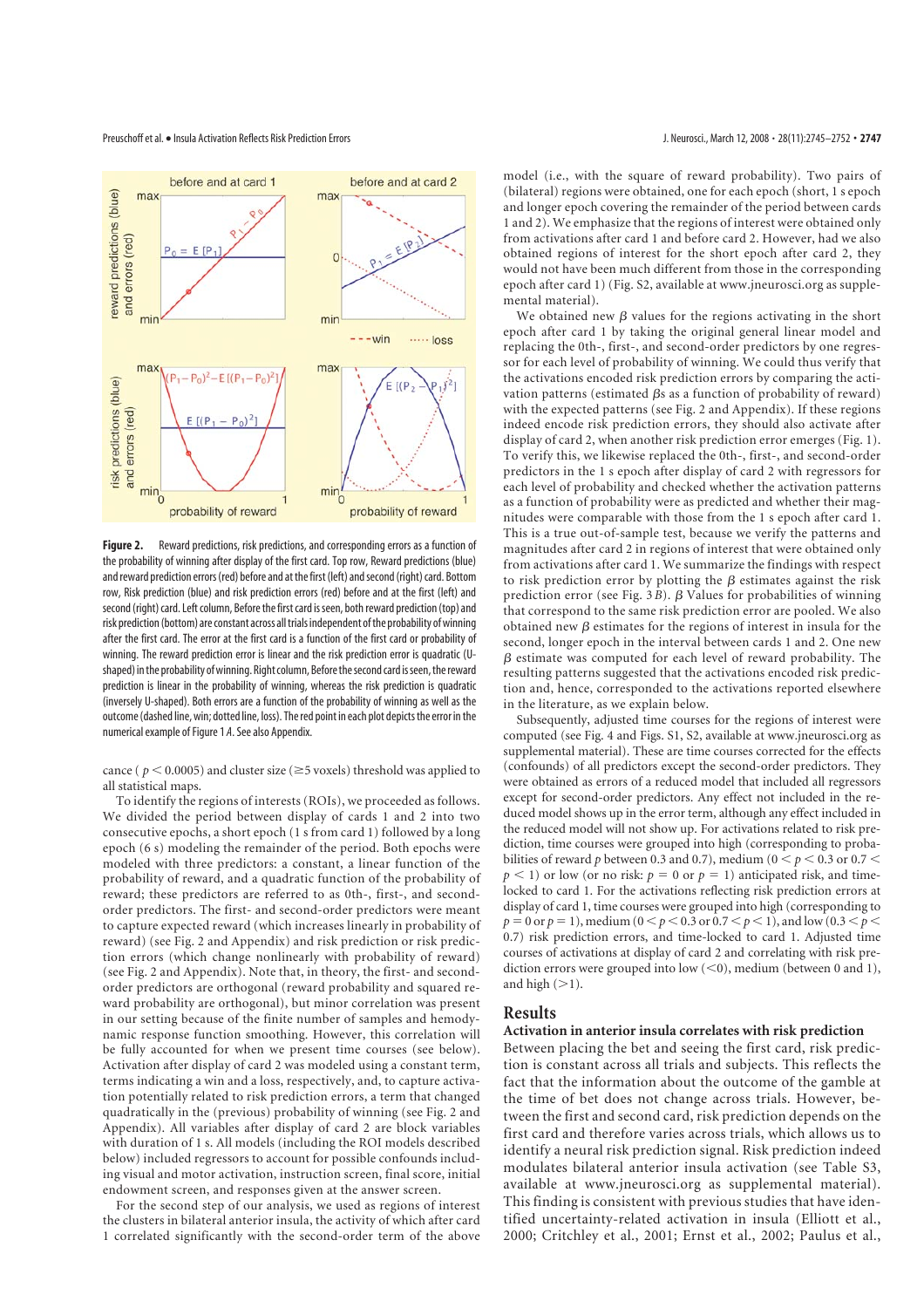**Figure 2.** Reward predictions, risk predictions, and corresponding errors as a function of the probability of winning after display of the first card. Top row, Reward predictions (blue) and reward prediction errors (red) before and at the first (left) and second (right) card. Bottom row, Risk prediction (blue) and risk prediction errors (red) before and at the first (left) and second (right) card. Left column, Before the first card is seen, both reward prediction (top) and risk prediction (bottom) are constant across all trials independent of the probability of winning after the first card. The error at the first card is a function of the first card or probability of winning. The reward prediction error is linear and the risk prediction error is quadratic (U-shaped) in the probability of winning. Right column, Before the second card is seen, the reward prediction is linear in the probability of winning, whereas the risk prediction is quadratic (inversely U-shaped). Both errors are a function of the probability of winning as well as the outcome (dashed line, win; dotted line, loss). The red point in each plot depicts the error in the numerical example of Figure 1*A*. See also Appendix.

cance ($p < 0.0005$) and cluster size ($\geq$5 voxels) threshold was applied to all statistical maps.

To identify the regions of interests (ROIs), we proceeded as follows. We divided the period between display of cards 1 and 2 into two consecutive epochs, a short epoch (1 s from card 1) followed by a long epoch (6 s) modeling the remainder of the period. Both epochs were modeled with three predictors: a constant, a linear function of the probability of reward, and a quadratic function of the probability of reward; these predictors are referred to as 0th-, first-, and second-order predictors. The first- and second-order predictors were meant to capture expected reward (which increases linearly in probability of reward) (see Fig. 2 and Appendix) and risk prediction or risk prediction errors (which change nonlinearly with probability of reward) (see Fig. 2 and Appendix). Note that, in theory, the first- and second-order predictors are orthogonal (reward probability and squared reward probability are orthogonal), but minor correlation was present in our setting because of the finite number of samples and hemodynamic response function smoothing. However, this correlation will be fully accounted for when we present time courses (see below). Activation after display of card 2 was modeled using a constant term, terms indicating a win and a loss, respectively, and, to capture activation potentially related to risk prediction errors, a term that changed quadratically in the (previous) probability of winning (see Fig. 2 and Appendix). All variables after display of card 2 are block variables with duration of 1 s. All models (including the ROI models described below) included regressors to account for possible confounds including visual and motor activation, instruction screen, final score, initial endowment screen, and responses given at the answer screen.

For the second step of our analysis, we used as regions of interest the clusters in bilateral anterior insula, the activity of which after card 1 correlated significantly with the second-order term of the above model (i.e., with the square of reward probability). Two pairs of (bilateral) regions were obtained, one for each epoch (short, 1 s epoch and longer epoch covering the remainder of the period between cards 1 and 2). We emphasize that the regions of interest were obtained only from activations after card 1 and before card 2. However, had we also obtained regions of interest for the short epoch after card 2, they would not have been much different from those in the corresponding epoch after card 1) (Fig. S2, available at www.jneurosci.org as supplemental material).

We obtained new $\beta$ values for the regions activating in the short epoch after card 1 by taking the original general linear model and replacing the 0th-, first-, and second-order predictors by one regressor for each level of probability of winning. We could thus verify that the activations encoded risk prediction errors by comparing the activation patterns (estimated $\beta$s as a function of probability of reward) with the expected patterns (see Fig. 2 and Appendix). If these regions indeed encode risk prediction errors, they should also activate after display of card 2, when another risk prediction error emerges (Fig. 1). To verify this, we likewise replaced the 0th-, first-, and second-order predictors in the 1 s epoch after display of card 2 with regressors for each level of probability and checked whether the activation patterns as a function of probability were as predicted and whether their magnitudes were comparable with those from the 1 s epoch after card 1. This is a true out-of-sample test, because we verify the patterns and magnitudes after card 2 in regions of interest that were obtained only from activations after card 1. We summarize the findings with respect to risk prediction error by plotting the $\beta$ estimates against the risk prediction error (see Fig. 3*B*). $\beta$ Values for probabilities of winning that correspond to the same risk prediction error are pooled. We also obtained new $\beta$ estimates for the regions of interest in insula for the second, longer epoch in the interval between cards 1 and 2. One new $\beta$ estimate was computed for each level of reward probability. The resulting patterns suggested that the activations encoded risk prediction and, hence, corresponded to the activations reported elsewhere in the literature, as we explain below.

Subsequently, adjusted time courses for the regions of interest were computed (see Fig. 4 and Figs. S1, S2, available at www.jneurosci.org as supplemental material). These are time courses corrected for the effects (confounds) of all predictors except the second-order predictors. They were obtained as errors of a reduced model that included all regressors except for second-order predictors. Any effect not included in the reduced model shows up in the error term, although any effect included in the reduced model will not show up. For activations related to risk prediction, time courses were grouped into high (corresponding to probabilities of reward $p$ between 0.3 and 0.7), medium ($0 < p < 0.3$ or $0.7 < p < 1$) or low (or no risk: $p = 0$ or $p = 1$) anticipated risk, and time-locked to card 1. For the activations reflecting risk prediction errors at display of card 1, time courses were grouped into high (corresponding to $p = 0$ or $p = 1$), medium ($0 < p < 0.3$ or $0.7 < p < 1$), and low ($0.3 < p < 0.7$) risk prediction errors, and time-locked to card 1. Adjusted time courses of activations at display of card 2 and correlating with risk prediction errors were grouped into low ($<$0), medium (between 0 and 1), and high ($>$1).

## Results

### Activation in anterior insula correlates with risk prediction

Between placing the bet and seeing the first card, risk prediction is constant across all trials and subjects. This reflects the fact that the information about the outcome of the gamble at the time of bet does not change across trials. However, between the first and second card, risk prediction depends on the first card and therefore varies across trials, which allows us to identify a neural risk prediction signal. Risk prediction indeed modulates bilateral anterior insula activation (see Table S3, available at www.jneurosci.org as supplemental material). This finding is consistent with previous studies that have identified uncertainty-related activation in insula (Elliott et al., 2000; Critchley et al., 2001; Ernst et al., 2002; Paulus et al.,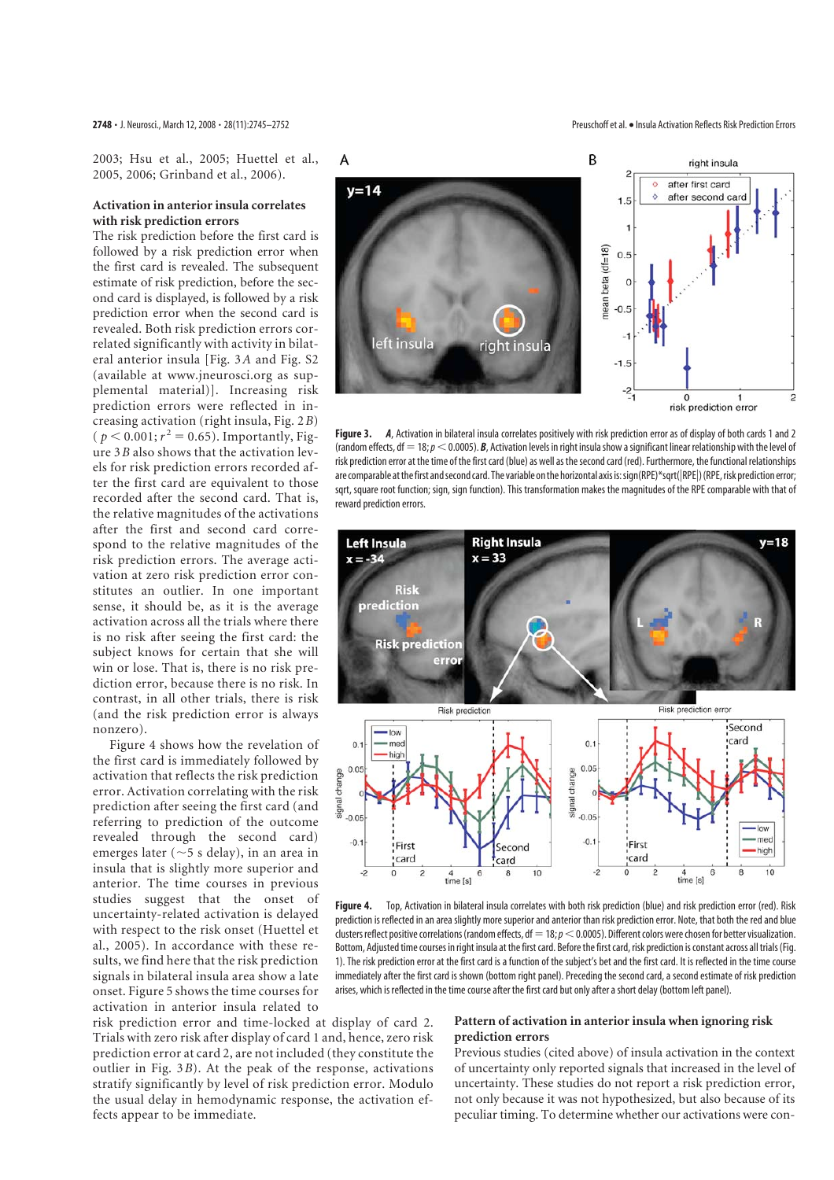2003; Hsu et al., 2005; Huettel et al., 2005, 2006; Grinband et al., 2006).

### Activation in anterior insula correlates with risk prediction errors

The risk prediction before the first card is followed by a risk prediction error when the first card is revealed. The subsequent estimate of risk prediction, before the second card is displayed, is followed by a risk prediction error when the second card is revealed. Both risk prediction errors correlated significantly with activity in bilateral anterior insula [Fig. 3*A* and Fig. S2 (available at www.jneurosci.org as supplemental material)]. Increasing risk prediction errors were reflected in increasing activation (right insula, Fig. 2*B*) ($p < 0.001$; $r^2 = 0.65$). Importantly, Figure 3*B* also shows that the activation levels for risk prediction errors recorded after the first card are equivalent to those recorded after the second card. That is, the relative magnitudes of the activations after the first and second card correspond to the relative magnitudes of the risk prediction errors. The average activation at zero risk prediction error constitutes an outlier. In one important sense, it should be, as it is the average activation across all the trials where there is no risk after seeing the first card: the subject knows for certain that she will win or lose. That is, there is no risk prediction error, because there is no risk. In contrast, in all other trials, there is risk (and the risk prediction error is always nonzero).

Figure 4 shows how the revelation of the first card is immediately followed by activation that reflects the risk prediction error. Activation correlating with the risk prediction after seeing the first card (and referring to prediction of the outcome revealed through the second card) emerges later (~5 s delay), in an area in insula that is slightly more superior and anterior. The time courses in previous studies suggest that the onset of uncertainty-related activation is delayed with respect to the risk onset (Huettel et al., 2005). In accordance with these results, we find here that the risk prediction signals in bilateral insula area show a late onset. Figure 5 shows the time courses for activation in anterior insula related to risk prediction error and time-locked at display of card 2. Trials with zero risk after display of card 1 and, hence, zero risk prediction error at card 2, are not included (they constitute the outlier in Fig. 3*B*). At the peak of the response, activations stratify significantly by level of risk prediction error. Modulo the usual delay in hemodynamic response, the activation effects appear to be immediate.

**Figure 3.** *A*, Activation in bilateral insula correlates positively with risk prediction error as of display of both cards 1 and 2 (random effects, df = 18; $p < 0.0005$). *B*, Activation levels in right insula show a significant linear relationship with the level of risk prediction error at the time of the first card (blue) as well as the second card (red). Furthermore, the functional relationships are comparable at the first and second card. The variable on the horizontal axis is: sign(RPE)*sqrt(|RPE|) (RPE, risk prediction error; sqrt, square root function; sign, sign function). This transformation makes the magnitudes of the RPE comparable with that of reward prediction errors.

**Figure 4.** Top, Activation in bilateral insula correlates with both risk prediction (blue) and risk prediction error (red). Risk prediction is reflected in an area slightly more superior and anterior than risk prediction error. Note, that both the red and blue clusters reflect positive correlations (random effects, df = 18; $p < 0.0005$). Different colors were chosen for better visualization. Bottom, Adjusted time courses in right insula at the first card. Before the first card, risk prediction is constant across all trials (Fig. 1). The risk prediction error at the first card is a function of the subject's bet and the first card. It is reflected in the time course immediately after the first card is shown (bottom right panel). Preceding the second card, a second estimate of risk prediction arises, which is reflected in the time course after the first card but only after a short delay (bottom left panel).

### Pattern of activation in anterior insula when ignoring risk prediction errors

Previous studies (cited above) of insula activation in the context of uncertainty only reported signals that increased in the level of uncertainty. These studies do not report a risk prediction error, not only because it was not hypothesized, but also because of its peculiar timing. To determine whether our activations were con-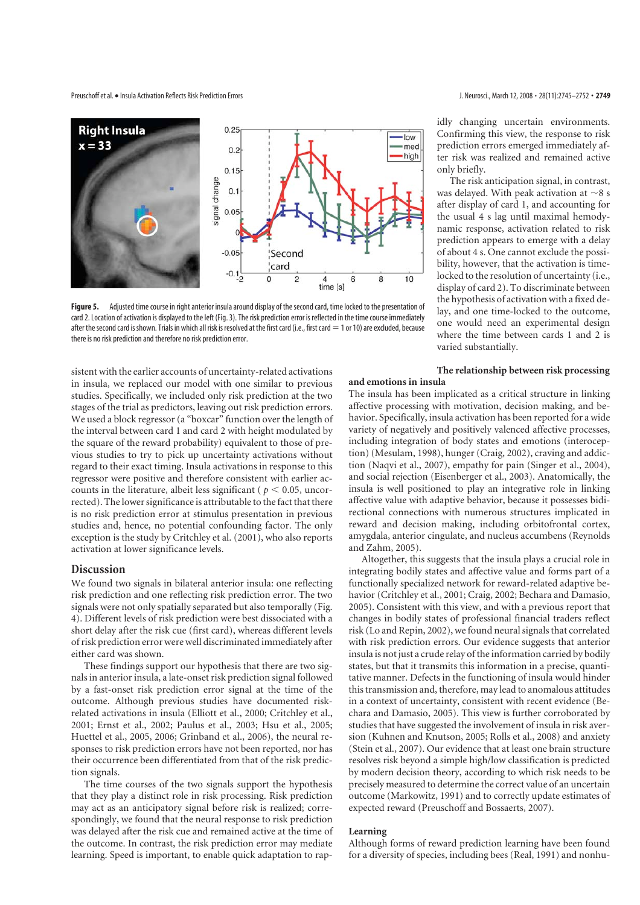**Figure 5.** Adjusted time course in right anterior insula around display of the second card, time locked to the presentation of card 2. Location of activation is displayed to the left (Fig. 3). The risk prediction error is reflected in the time course immediately after the second card is shown. Trials in which all risk is resolved at the first card (i.e., first card = 1 or 10) are excluded, because there is no risk prediction and therefore no risk prediction error.

sistent with the earlier accounts of uncertainty-related activations in insula, we replaced our model with one similar to previous studies. Specifically, we included only risk prediction at the two stages of the trial as predictors, leaving out risk prediction errors. We used a block regressor (a "boxcar" function over the length of the interval between card 1 and card 2 with height modulated by the square of the reward probability) equivalent to those of previous studies to try to pick up uncertainty activations without regard to their exact timing. Insula activations in response to this regressor were positive and therefore consistent with earlier accounts in the literature, albeit less significant ($p < 0.05$, uncorrected). The lower significance is attributable to the fact that there is no risk prediction error at stimulus presentation in previous studies and, hence, no potential confounding factor. The only exception is the study by Critchley et al. (2001), who also reports activation at lower significance levels.

## Discussion

We found two signals in bilateral anterior insula: one reflecting risk prediction and one reflecting risk prediction error. The two signals were not only spatially separated but also temporally (Fig. 4). Different levels of risk prediction were best dissociated with a short delay after the risk cue (first card), whereas different levels of risk prediction error were well discriminated immediately after either card was shown.

These findings support our hypothesis that there are two signals in anterior insula, a late-onset risk prediction signal followed by a fast-onset risk prediction error signal at the time of the outcome. Although previous studies have documented risk-related activations in insula (Elliott et al., 2000; Critchley et al., 2001; Ernst et al., 2002; Paulus et al., 2003; Hsu et al., 2005; Huettel et al., 2005, 2006; Grinband et al., 2006), the neural responses to risk prediction errors have not been reported, nor has their occurrence been differentiated from that of the risk prediction signals.

The time courses of the two signals support the hypothesis that they play a distinct role in risk processing. Risk prediction may act as an anticipatory signal before risk is realized; correspondingly, we found that the neural response to risk prediction was delayed after the risk cue and remained active at the time of the outcome. In contrast, the risk prediction error may mediate learning. Speed is important, to enable quick adaptation to rapidly changing uncertain environments. Confirming this view, the response to risk prediction errors emerged immediately after risk was realized and remained active only briefly.

The risk anticipation signal, in contrast, was delayed. With peak activation at ~8 s after display of card 1, and accounting for the usual 4 s lag until maximal hemodynamic response, activation related to risk prediction appears to emerge with a delay of about 4 s. One cannot exclude the possibility, however, that the activation is time-locked to the resolution of uncertainty (i.e., display of card 2). To discriminate between the hypothesis of activation with a fixed delay, and one time-locked to the outcome, one would need an experimental design where the time between cards 1 and 2 is varied substantially.

### The relationship between risk processing and emotions in insula

The insula has been implicated as a critical structure in linking affective processing with motivation, decision making, and behavior. Specifically, insula activation has been reported for a wide variety of negatively and positively valenced affective processes, including integration of body states and emotions (interoception) (Mesulam, 1998), hunger (Craig, 2002), craving and addiction (Naqvi et al., 2007), empathy for pain (Singer et al., 2004), and social rejection (Eisenberger et al., 2003). Anatomically, the insula is well positioned to play an integrative role in linking affective value with adaptive behavior, because it possesses bidirectional connections with numerous structures implicated in reward and decision making, including orbitofrontal cortex, amygdala, anterior cingulate, and nucleus accumbens (Reynolds and Zahm, 2005).

Altogether, this suggests that the insula plays a crucial role in integrating bodily states and affective value and forms part of a functionally specialized network for reward-related adaptive behavior (Critchley et al., 2001; Craig, 2002; Bechara and Damasio, 2005). Consistent with this view, and with a previous report that changes in bodily states of professional financial traders reflect risk (Lo and Repin, 2002), we found neural signals that correlated with risk prediction errors. Our evidence suggests that anterior insula is not just a crude relay of the information carried by bodily states, but that it transmits this information in a precise, quantitative manner. Defects in the functioning of insula would hinder this transmission and, therefore, may lead to anomalous attitudes in a context of uncertainty, consistent with recent evidence (Bechara and Damasio, 2005). This view is further corroborated by studies that have suggested the involvement of insula in risk aversion (Kuhnen and Knutson, 2005; Rolls et al., 2008) and anxiety (Stein et al., 2007). Our evidence that at least one brain structure resolves risk beyond a simple high/low classification is predicted by modern decision theory, according to which risk needs to be precisely measured to determine the correct value of an uncertain outcome (Markowitz, 1991) and to correctly update estimates of expected reward (Preuschoff and Bossaerts, 2007).

### Learning

Although forms of reward prediction learning have been found for a diversity of species, including bees (Real, 1991) and nonhu-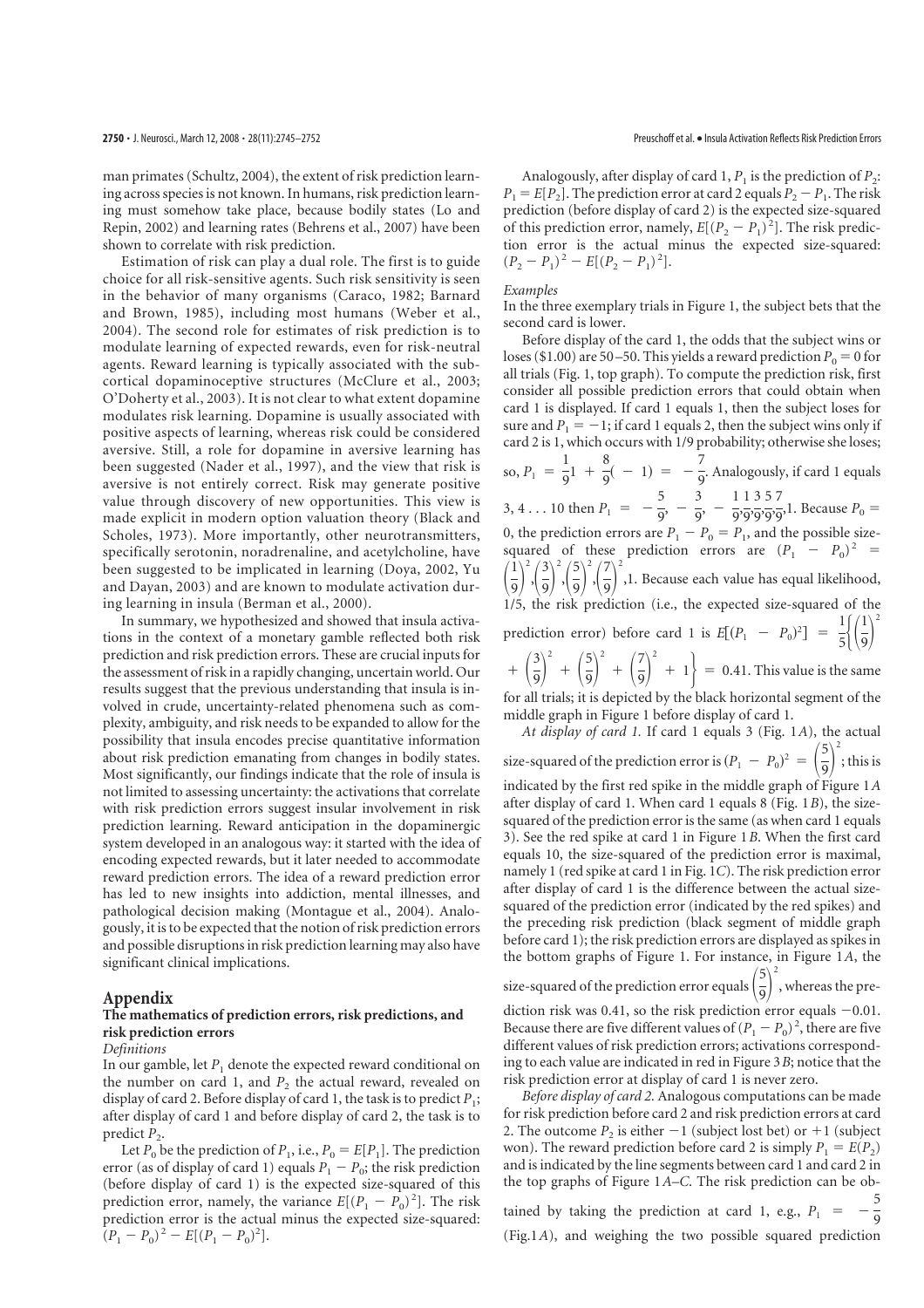man primates (Schultz, 2004), the extent of risk prediction learning across species is not known. In humans, risk prediction learning must somehow take place, because bodily states (Lo and Repin, 2002) and learning rates (Behrens et al., 2007) have been shown to correlate with risk prediction.

Estimation of risk can play a dual role. The first is to guide choice for all risk-sensitive agents. Such risk sensitivity is seen in the behavior of many organisms (Caraco, 1982; Barnard and Brown, 1985), including most humans (Weber et al., 2004). The second role for estimates of risk prediction is to modulate learning of expected rewards, even for risk-neutral agents. Reward learning is typically associated with the subcortical dopaminoceptive structures (McClure et al., 2003; O'Doherty et al., 2003). It is not clear to what extent dopamine modulates risk learning. Dopamine is usually associated with positive aspects of learning, whereas risk could be considered aversive. Still, a role for dopamine in aversive learning has been suggested (Nader et al., 1997), and the view that risk is aversive is not entirely correct. Risk may generate positive value through discovery of new opportunities. This view is made explicit in modern option valuation theory (Black and Scholes, 1973). More importantly, other neurotransmitters, specifically serotonin, noradrenaline, and acetylcholine, have been suggested to be implicated in learning (Doya, 2002, Yu and Dayan, 2003) and are known to modulate activation during learning in insula (Berman et al., 2000).

In summary, we hypothesized and showed that insula activations in the context of a monetary gamble reflected both risk prediction and risk prediction errors. These are crucial inputs for the assessment of risk in a rapidly changing, uncertain world. Our results suggest that the previous understanding that insula is involved in crude, uncertainty-related phenomena such as complexity, ambiguity, and risk needs to be expanded to allow for the possibility that insula encodes precise quantitative information about risk prediction emanating from changes in bodily states. Most significantly, our findings indicate that the role of insula is not limited to assessing uncertainty: the activations that correlate with risk prediction errors suggest insular involvement in risk prediction learning. Reward anticipation in the dopaminergic system developed in an analogous way: it started with the idea of encoding expected rewards, but it later needed to accommodate reward prediction errors. The idea of a reward prediction error has led to new insights into addiction, mental illnesses, and pathological decision making (Montague et al., 2004). Analogously, it is to be expected that the notion of risk prediction errors and possible disruptions in risk prediction learning may also have significant clinical implications.

## Appendix

### The mathematics of prediction errors, risk predictions, and risk prediction errors

*Definitions*

In our gamble, let $P_1$ denote the expected reward conditional on the number on card 1, and $P_2$ the actual reward, revealed on display of card 2. Before display of card 1, the task is to predict $P_1$; after display of card 1 and before display of card 2, the task is to predict $P_2$.

Let $P_0$ be the prediction of $P_1$, i.e., $P_0 = E[P_1]$. The prediction error (as of display of card 1) equals $P_1 - P_0$; the risk prediction (before display of card 1) is the expected size-squared of this prediction error, namely, the variance $E[(P_1 - P_0)^2]$. The risk prediction error is the actual minus the expected size-squared: $(P_1 - P_0)^2 - E[(P_1 - P_0)^2]$.

Analogously, after display of card 1, $P_1$ is the prediction of $P_2$: $P_1 = E[P_2]$. The prediction error at card 2 equals $P_2 - P_1$. The risk prediction (before display of card 2) is the expected size-squared of this prediction error, namely, $E[(P_2 - P_1)^2]$. The risk prediction error is the actual minus the expected size-squared: $(P_2 - P_1)^2 - E[(P_2 - P_1)^2]$.

*Examples*

In the three exemplary trials in Figure 1, the subject bets that the second card is lower.

Before display of the card 1, the odds that the subject wins or loses (\$1.00) are 50–50. This yields a reward prediction $P_0 = 0$ for all trials (Fig. 1, top graph). To compute the risk prediction, first consider all possible prediction errors that could obtain when card 1 is displayed. If card 1 equals 1, then the subject loses for sure and $P_1 = -1$; if card 1 equals 2, then the subject wins only if card 2 is 1, which occurs with 1/9 probability; otherwise she loses; so, $P_1 = \frac{1}{9}1 + \frac{8}{9}(-1) = -\frac{7}{9}$. Analogously, if card 1 equals 3, 4 . . . 10 then $P_1 = -\frac{5}{9}, -\frac{3}{9}, -\frac{1}{9}, \frac{1}{9}, \frac{3}{9}, \frac{5}{9}, \frac{7}{9}, 1$. Because $P_0 = 0$, the prediction errors are $P_1 - P_0 = P_1$, and the possible size-squared of these prediction errors are $(P_1 - P_0)^2 = \left(\frac{1}{9}\right)^2, \left(\frac{3}{9}\right)^2, \left(\frac{5}{9}\right)^2, \left(\frac{7}{9}\right)^2, 1$. Because each value has equal likelihood, 1/5, the risk prediction (i.e., the expected size-squared of the prediction error) before card 1 is $E[(P_1 - P_0)^2] = \frac{1}{5}\left\{\left(\frac{1}{9}\right)^2 + \left(\frac{3}{9}\right)^2 + \left(\frac{5}{9}\right)^2 + \left(\frac{7}{9}\right)^2 + 1\right\} = 0.41$. This value is the same for all trials; it is depicted by the black horizontal segment of the middle graph in Figure 1 before display of card 1.

*At display of card 1.* If card 1 equals 3 (Fig. 1*A*), the actual size-squared of the prediction error is $(P_1 - P_0)^2 = \left(\frac{5}{9}\right)^2$; this is indicated by the first red spike in the middle graph of Figure 1*A* after display of card 1. When card 1 equals 8 (Fig. 1*B*), the size-squared of the prediction error is the same (as when card 1 equals 3). See the red spike at card 1 in Figure 1*B*. When the first card equals 10, the size-squared of the prediction error is maximal, namely 1 (red spike at card 1 in Fig. 1*C*). The risk prediction error after display of card 1 is the difference between the actual size-squared of the prediction error (indicated by the red spikes) and the preceding risk prediction (black segment of middle graph before card 1); the risk prediction errors are displayed as spikes in the bottom graphs of Figure 1. For instance, in Figure 1*A*, the size-squared of the prediction error equals $\left(\frac{5}{9}\right)^2$, whereas the prediction risk was 0.41, so the risk prediction error equals −0.01. Because there are five different values of $(P_1 - P_0)^2$, there are five different values of risk prediction errors; activations corresponding to each value are indicated in red in Figure 3*B*; notice that the risk prediction error at display of card 1 is never zero.

*Before display of card 2.* Analogous computations can be made for risk prediction before card 2 and risk prediction errors at card 2. The outcome $P_2$ is either −1 (subject lost bet) or +1 (subject won). The reward prediction before card 2 is simply $P_1 = E(P_2)$ and is indicated by the line segments between card 1 and card 2 in the top graphs of Figure 1*A–C*. The risk prediction can be obtained by taking the prediction at card 1, e.g., $P_1 = -\frac{5}{9}$ (Fig.1*A*), and weighing the two possible squared prediction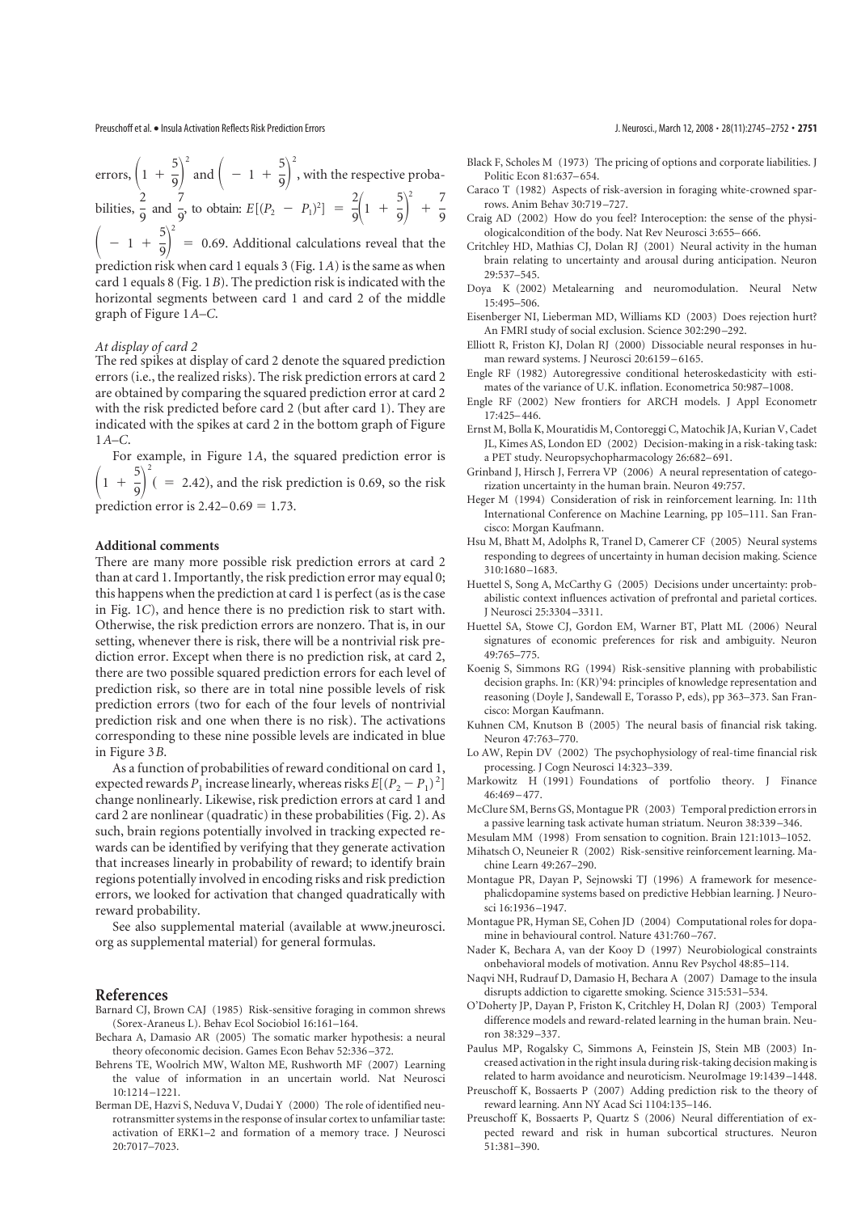errors, $\left(1 + \frac{5}{9}\right)^2$ and $\left(-1 + \frac{5}{9}\right)^2$, with the respective probabilities, $\frac{2}{9}$ and $\frac{7}{9}$, to obtain: $E[(P_2 - P_1)^2] = \frac{2}{9}\left(1 + \frac{5}{9}\right)^2 + \frac{7}{9}\left(-1 + \frac{5}{9}\right)^2 = 0.69$. Additional calculations reveal that the prediction risk when card 1 equals 3 (Fig. 1*A*) is the same as when card 1 equals 8 (Fig. 1*B*). The prediction risk is indicated with the horizontal segments between card 1 and card 2 of the middle graph of Figure 1*A–C*.

#### *At display of card 2*

The red spikes at display of card 2 denote the squared prediction errors (i.e., the realized risks). The risk prediction errors at card 2 are obtained by comparing the squared prediction error at card 2 with the risk predicted before card 2 (but after card 1). They are indicated with the spikes at card 2 in the bottom graph of Figure 1*A–C*.

For example, in Figure 1*A*, the squared prediction error is $\left(1 + \frac{5}{9}\right)^2$ ($= 2.42$), and the risk prediction is 0.69, so the risk prediction error is $2.42 - 0.69 = 1.73$.

### Additional comments

There are many more possible risk prediction errors at card 2 than at card 1. Importantly, the risk prediction error may equal 0; this happens when the prediction at card 1 is perfect (as is the case in Fig. 1*C*), and hence there is no prediction risk to start with. Otherwise, the risk prediction errors are nonzero. That is, in our setting, whenever there is risk, there will be a nontrivial risk prediction error. Except when there is no prediction risk, at card 2, there are two possible squared prediction errors for each level of prediction risk, so there are in total nine possible levels of risk prediction errors (two for each of the four levels of nontrivial prediction risk and one when there is no risk). The activations corresponding to these nine possible levels are indicated in blue in Figure 3*B*.

As a function of probabilities of reward conditional on card 1, expected rewards $P_1$ increase linearly, whereas risks $E[(P_2 - P_1)^2]$ change nonlinearly. Likewise, risk prediction errors at card 1 and card 2 are nonlinear (quadratic) in these probabilities (Fig. 2). As such, brain regions potentially involved in tracking expected rewards can be identified by verifying that they generate activation that increases linearly in probability of reward; to identify brain regions potentially involved in encoding risks and risk prediction errors, we looked for activation that changed quadratically with reward probability.

See also supplemental material (available at www.jneurosci.org as supplemental material) for general formulas.

## References

Barnard CJ, Brown CAJ (1985) Risk-sensitive foraging in common shrews (Sorex-Araneus L). Behav Ecol Sociobiol 16:161–164.

Bechara A, Damasio AR (2005) The somatic marker hypothesis: a neural theory ofeconomic decision. Games Econ Behav 52:336–372.

Behrens TE, Woolrich MW, Walton ME, Rushworth MF (2007) Learning the value of information in an uncertain world. Nat Neurosci 10:1214–1221.

Berman DE, Hazvi S, Neduva V, Dudai Y (2000) The role of identified neurotransmitter systems in the response of insular cortex to unfamiliar taste: activation of ERK1–2 and formation of a memory trace. J Neurosci 20:7017–7023.

Black F, Scholes M (1973) The pricing of options and corporate liabilities. J Politic Econ 81:637–654.

Caraco T (1982) Aspects of risk-aversion in foraging white-crowned sparrows. Anim Behav 30:719–727.

Craig AD (2002) How do you feel? Interoception: the sense of the physiologicalcondition of the body. Nat Rev Neurosci 3:655–666.

Critchley HD, Mathias CJ, Dolan RJ (2001) Neural activity in the human brain relating to uncertainty and arousal during anticipation. Neuron 29:537–545.

Doya K (2002) Metalearning and neuromodulation. Neural Netw 15:495–506.

Eisenberger NI, Lieberman MD, Williams KD (2003) Does rejection hurt? An FMRI study of social exclusion. Science 302:290–292.

Elliott R, Friston KJ, Dolan RJ (2000) Dissociable neural responses in human reward systems. J Neurosci 20:6159–6165.

Engle RF (1982) Autoregressive conditional heteroskedasticity with estimates of the variance of U.K. inflation. Econometrica 50:987–1008.

Engle RF (2002) New frontiers for ARCH models. J Appl Econometr 17:425–446.

Ernst M, Bolla K, Mouratidis M, Contoreggi C, Matochik JA, Kurian V, Cadet JL, Kimes AS, London ED (2002) Decision-making in a risk-taking task: a PET study. Neuropsychopharmacology 26:682–691.

Grinband J, Hirsch J, Ferrera VP (2006) A neural representation of categorization uncertainty in the human brain. Neuron 49:757.

Heger M (1994) Consideration of risk in reinforcement learning. In: 11th International Conference on Machine Learning, pp 105–111. San Francisco: Morgan Kaufmann.

Hsu M, Bhatt M, Adolphs R, Tranel D, Camerer CF (2005) Neural systems responding to degrees of uncertainty in human decision making. Science 310:1680–1683.

Huettel S, Song A, McCarthy G (2005) Decisions under uncertainty: probabilistic context influences activation of prefrontal and parietal cortices. J Neurosci 25:3304–3311.

Huettel SA, Stowe CJ, Gordon EM, Warner BT, Platt ML (2006) Neural signatures of economic preferences for risk and ambiguity. Neuron 49:765–775.

Koenig S, Simmons RG (1994) Risk-sensitive planning with probabilistic decision graphs. In: (KR)'94: principles of knowledge representation and reasoning (Doyle J, Sandewall E, Torasso P, eds), pp 363–373. San Francisco: Morgan Kaufmann.

Kuhnen CM, Knutson B (2005) The neural basis of financial risk taking. Neuron 47:763–770.

Lo AW, Repin DV (2002) The psychophysiology of real-time financial risk processing. J Cogn Neurosci 14:323–339.

Markowitz H (1991) Foundations of portfolio theory. J Finance 46:469–477.

McClure SM, Berns GS, Montague PR (2003) Temporal prediction errors in a passive learning task activate human striatum. Neuron 38:339–346.

Mesulam MM (1998) From sensation to cognition. Brain 121:1013–1052.

Mihatsch O, Neuneier R (2002) Risk-sensitive reinforcement learning. Machine Learn 49:267–290.

Montague PR, Dayan P, Sejnowski TJ (1996) A framework for mesencephalicdopamine systems based on predictive Hebbian learning. J Neurosci 16:1936–1947.

Montague PR, Hyman SE, Cohen JD (2004) Computational roles for dopamine in behavioural control. Nature 431:760–767.

Nader K, Bechara A, van der Kooy D (1997) Neurobiological constraints onbehavioral models of motivation. Annu Rev Psychol 48:85–114.

Naqvi NH, Rudrauf D, Damasio H, Bechara A (2007) Damage to the insula disrupts addiction to cigarette smoking. Science 315:531–534.

O'Doherty JP, Dayan P, Friston K, Critchley H, Dolan RJ (2003) Temporal difference models and reward-related learning in the human brain. Neuron 38:329–337.

Paulus MP, Rogalsky C, Simmons A, Feinstein JS, Stein MB (2003) Increased activation in the right insula during risk-taking decision making is related to harm avoidance and neuroticism. NeuroImage 19:1439–1448.

Preuschoff K, Bossaerts P (2007) Adding prediction risk to the theory of reward learning. Ann NY Acad Sci 1104:135–146.

Preuschoff K, Bossaerts P, Quartz S (2006) Neural differentiation of expected reward and risk in human subcortical structures. Neuron 51:381–390.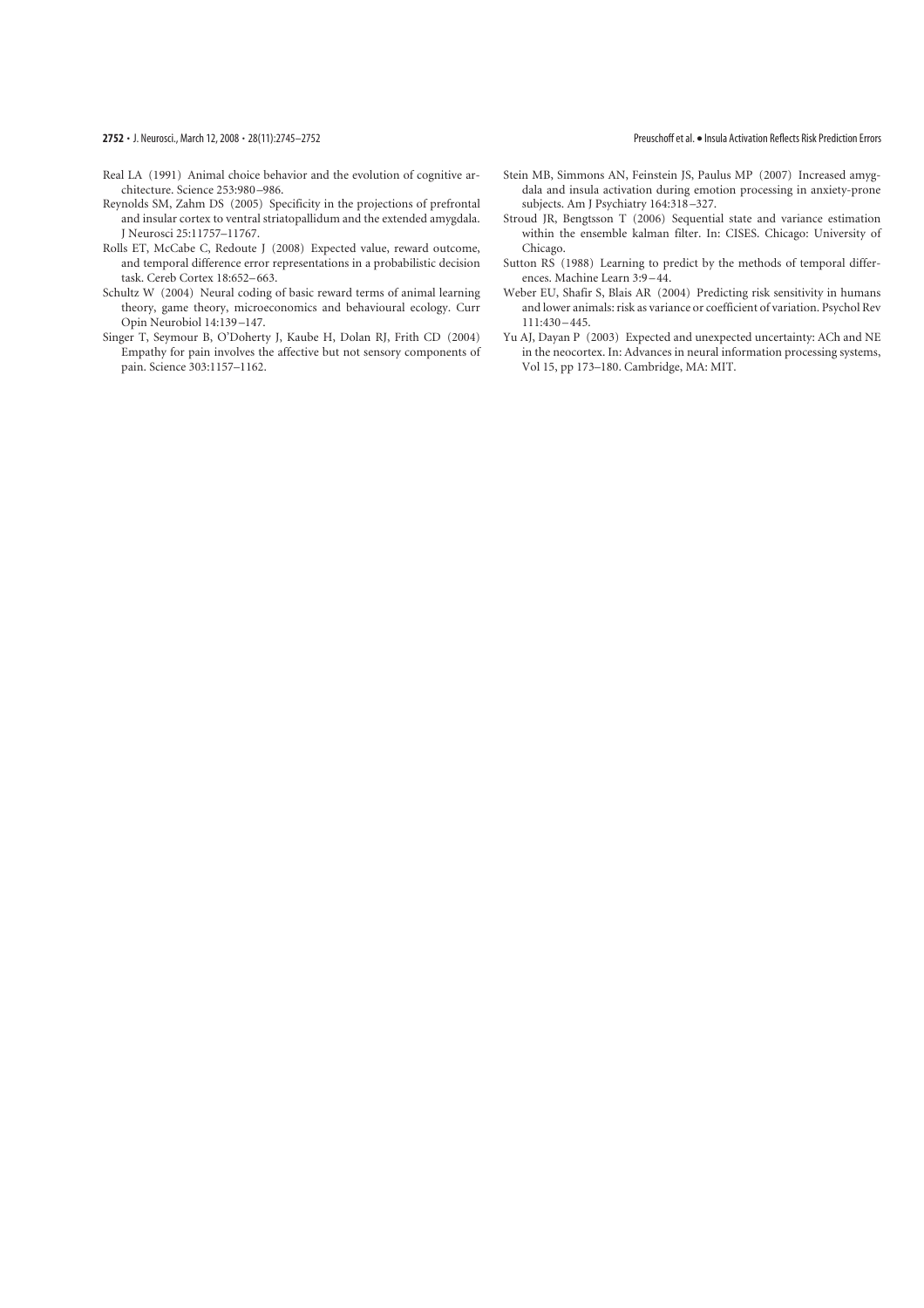Real LA (1991) Animal choice behavior and the evolution of cognitive architecture. Science 253:980–986.

Reynolds SM, Zahm DS (2005) Specificity in the projections of prefrontal and insular cortex to ventral striatopallidum and the extended amygdala. J Neurosci 25:11757–11767.

Rolls ET, McCabe C, Redoute J (2008) Expected value, reward outcome, and temporal difference error representations in a probabilistic decision task. Cereb Cortex 18:652–663.

Schultz W (2004) Neural coding of basic reward terms of animal learning theory, game theory, microeconomics and behavioural ecology. Curr Opin Neurobiol 14:139–147.

Singer T, Seymour B, O'Doherty J, Kaube H, Dolan RJ, Frith CD (2004) Empathy for pain involves the affective but not sensory components of pain. Science 303:1157–1162.

Stein MB, Simmons AN, Feinstein JS, Paulus MP (2007) Increased amygdala and insula activation during emotion processing in anxiety-prone subjects. Am J Psychiatry 164:318–327.

Stroud JR, Bengtsson T (2006) Sequential state and variance estimation within the ensemble kalman filter. In: CISES. Chicago: University of Chicago.

Sutton RS (1988) Learning to predict by the methods of temporal differences. Machine Learn 3:9–44.

Weber EU, Shafir S, Blais AR (2004) Predicting risk sensitivity in humans and lower animals: risk as variance or coefficient of variation. Psychol Rev 111:430–445.

Yu AJ, Dayan P (2003) Expected and unexpected uncertainty: ACh and NE in the neocortex. In: Advances in neural information processing systems, Vol 15, pp 173–180. Cambridge, MA: MIT.